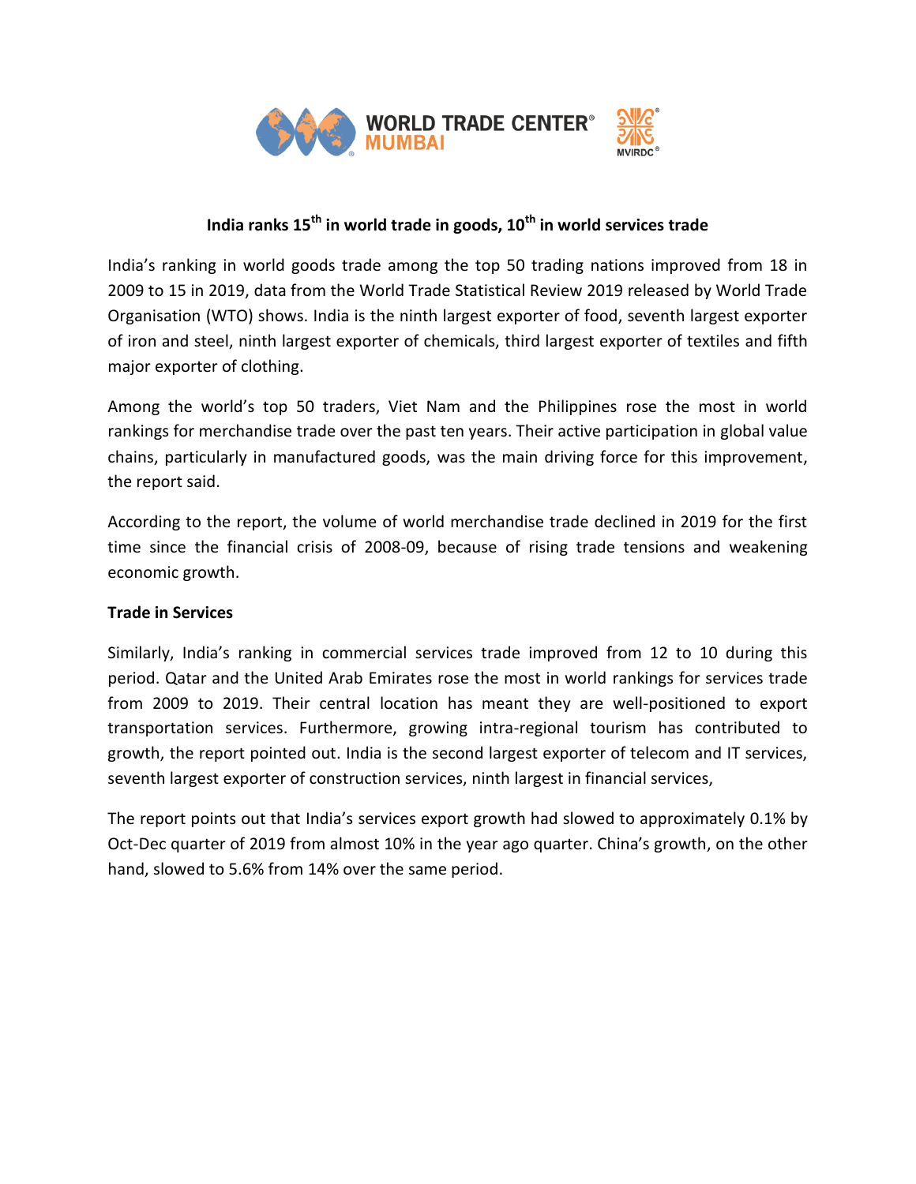# India ranks 15th in world trade in goods, 10th in world services trade

India's ranking in world goods trade among the top 50 trading nations improved from 18 in 2009 to 15 in 2019, data from the World Trade Statistical Review 2019 released by World Trade Organisation (WTO) shows. India is the ninth largest exporter of food, seventh largest exporter of iron and steel, ninth largest exporter of chemicals, third largest exporter of textiles and fifth major exporter of clothing.

Among the world's top 50 traders, Viet Nam and the Philippines rose the most in world rankings for merchandise trade over the past ten years. Their active participation in global value chains, particularly in manufactured goods, was the main driving force for this improvement, the report said.

According to the report, the volume of world merchandise trade declined in 2019 for the first time since the financial crisis of 2008-09, because of rising trade tensions and weakening economic growth.

**Trade in Services**

Similarly, India's ranking in commercial services trade improved from 12 to 10 during this period. Qatar and the United Arab Emirates rose the most in world rankings for services trade from 2009 to 2019. Their central location has meant they are well-positioned to export transportation services. Furthermore, growing intra-regional tourism has contributed to growth, the report pointed out. India is the second largest exporter of telecom and IT services, seventh largest exporter of construction services, ninth largest in financial services,

The report points out that India's services export growth had slowed to approximately 0.1% by Oct-Dec quarter of 2019 from almost 10% in the year ago quarter. China's growth, on the other hand, slowed to 5.6% from 14% over the same period.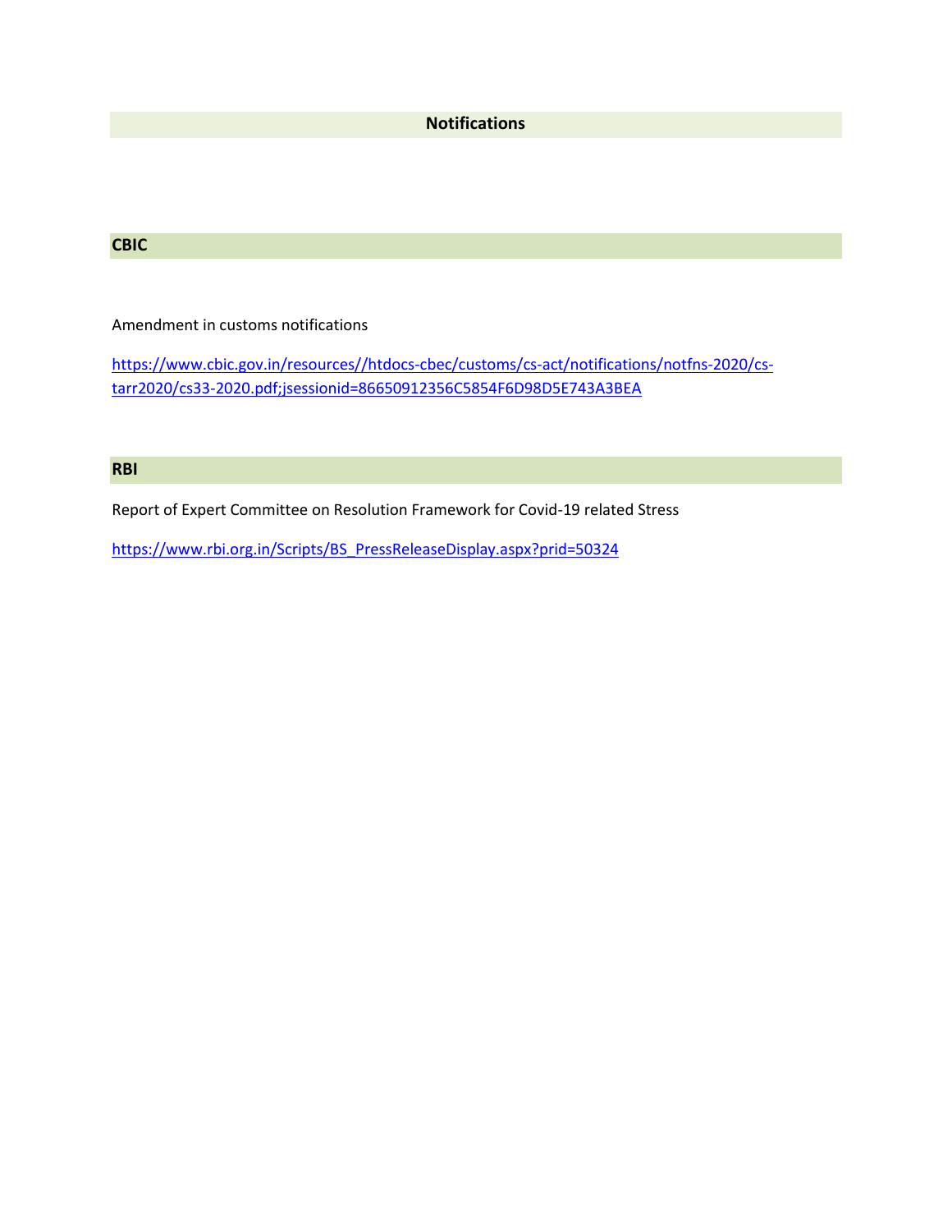# Notifications

## CBIC

Amendment in customs notifications

https://www.cbic.gov.in/resources//htdocs-cbec/customs/cs-act/notifications/notfns-2020/cs-tarr2020/cs33-2020.pdf;jsessionid=86650912356C5854F6D98D5E743A3BEA

## RBI

Report of Expert Committee on Resolution Framework for Covid-19 related Stress

https://www.rbi.org.in/Scripts/BS_PressReleaseDisplay.aspx?prid=50324